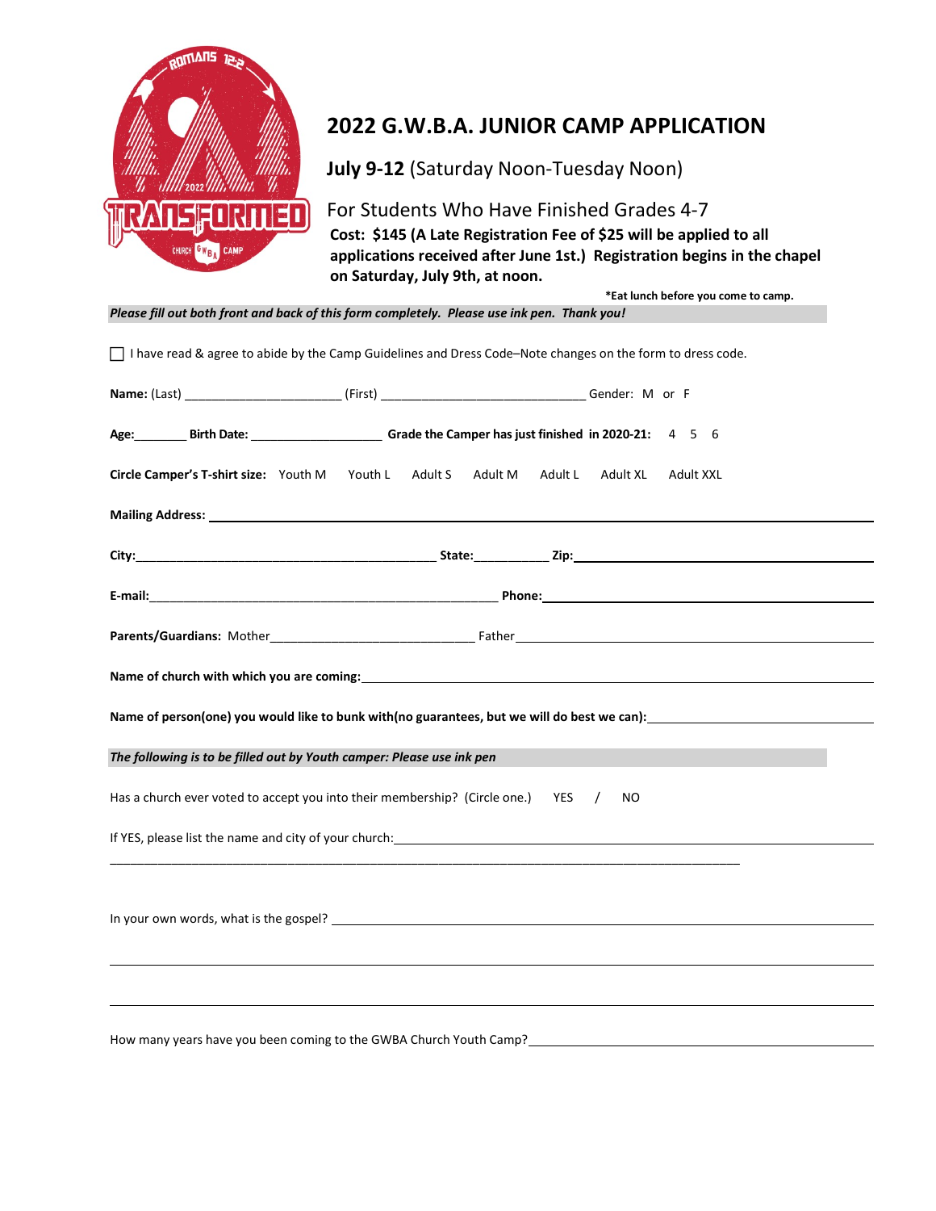# 2022 G.W.B.A. JUNIOR CAMP APPLICATION

**July 9-12** (Saturday Noon-Tuesday Noon)

For Students Who Have Finished Grades 4-7

**Cost: $145 (A Late Registration Fee of $25 will be applied to all applications received after June 1st.) Registration begins in the chapel on Saturday, July 9th, at noon.**

**\*Eat lunch before you come to camp.**

***Please fill out both front and back of this form completely. Please use ink pen. Thank you!***

☐ I have read & agree to abide by the Camp Guidelines and Dress Code–Note changes on the form to dress code.

**Name:** (Last) ______________________ (First) _____________________________ Gender: M or F

**Age:**________ **Birth Date:** ___________________ **Grade the Camper has just finished in 2020-21:** 4 5 6

**Circle Camper's T-shirt size:** Youth M Youth L Adult S Adult M Adult L Adult XL Adult XXL

**Mailing Address:** ____________________________________________________________

**City:**____________________________________________ **State:**___________ **Zip:**______________________

**E-mail:**___________________________________________________ **Phone:**______________________________

**Parents/Guardians:** Mother_____________________________ Father________________________________

**Name of church with which you are coming:**______________________________________________

**Name of person(one) you would like to bunk with(no guarantees, but we will do best we can):**__________________

***The following is to be filled out by Youth camper: Please use ink pen***

Has a church ever voted to accept you into their membership? (Circle one.) YES / NO

If YES, please list the name and city of your church:______________________________________________

_____________________________________________________________________________________

In your own words, what is the gospel? ___________________________________________________

_____________________________________________________________________________________

_____________________________________________________________________________________

How many years have you been coming to the GWBA Church Youth Camp?______________________________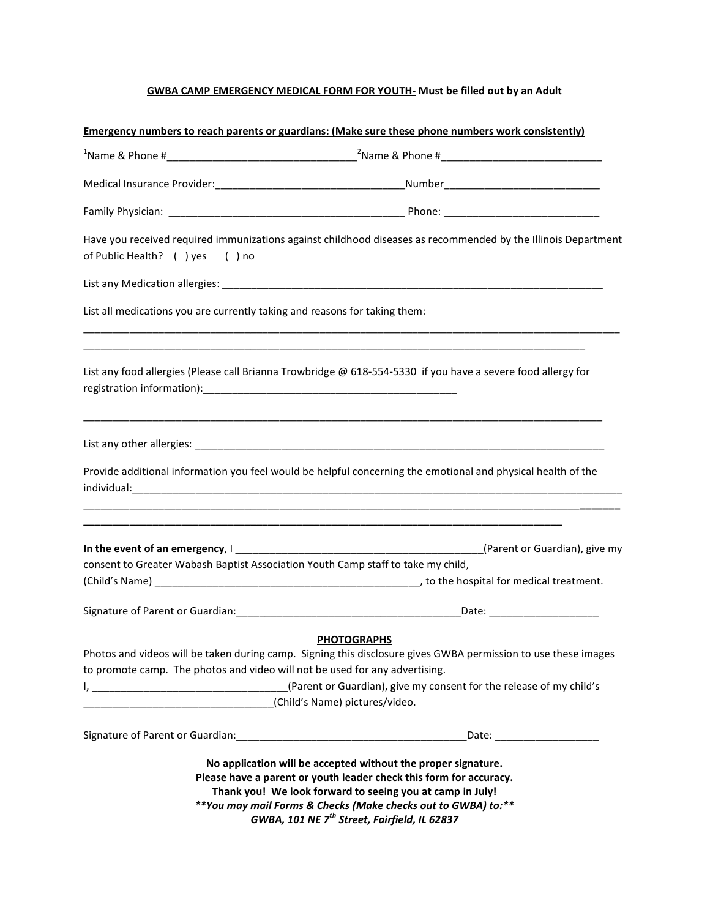**GWBA CAMP EMERGENCY MEDICAL FORM FOR YOUTH- Must be filled out by an Adult**

**Emergency numbers to reach parents or guardians: (Make sure these phone numbers work consistently)**

[1]Name & Phone #________________________________ [2]Name & Phone #____________________________

Medical Insurance Provider:_________________________________Number___________________________

Family Physician: ________________________________________ Phone: ___________________________

Have you received required immunizations against childhood diseases as recommended by the Illinois Department of Public Health? ( ) yes ( ) no

List any Medication allergies: ____________________________________________________________________

List all medications you are currently taking and reasons for taking them:

_______________________________________________________________________________________________

____________________________________________________________________________________________

List any food allergies (Please call Brianna Trowbridge @ 618-554-5330 if you have a severe food allergy for registration information):____________________________________________

____________________________________________________________________________________________

List any other allergies: ______________________________________________________________________

Provide additional information you feel would be helpful concerning the emotional and physical health of the individual:_______________________________________________________________________________________

_______________________________________________________________________________________________

____________________________________________________________________________________

**In the event of an emergency**, I ___________________________________________(Parent or Guardian), give my consent to Greater Wabash Baptist Association Youth Camp staff to take my child, (Child's Name) ______________________________________________, to the hospital for medical treatment.

Signature of Parent or Guardian:_______________________________________Date: ___________________

**PHOTOGRAPHS**

Photos and videos will be taken during camp. Signing this disclosure gives GWBA permission to use these images to promote camp. The photos and video will not be used for any advertising.

I, _________________________________(Parent or Guardian), give my consent for the release of my child's ________________________________(Child's Name) pictures/video.

Signature of Parent or Guardian:________________________________________Date: __________________

**No application will be accepted without the proper signature.**

**Please have a parent or youth leader check this form for accuracy.**

**Thank you! We look forward to seeing you at camp in July!**

***\*\*You may mail Forms & Checks (Make checks out to GWBA) to:\*\****

***GWBA, 101 NE 7th Street, Fairfield, IL 62837***